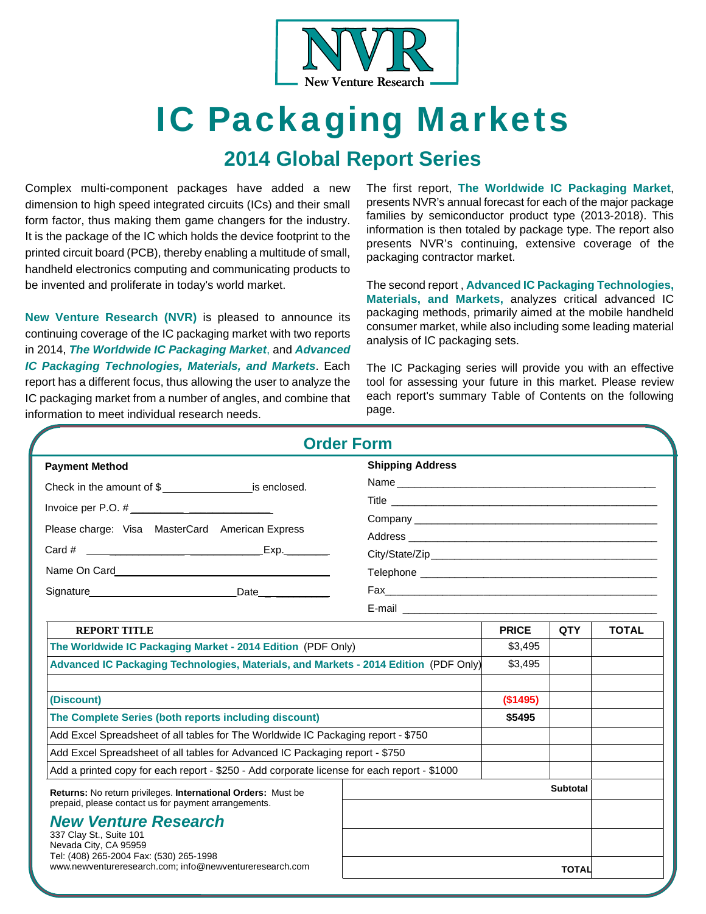NVR
New Venture Research

# IC Packaging Markets

## 2014 Global Report Series

Complex multi-component packages have added a new dimension to high speed integrated circuits (ICs) and their small form factor, thus making them game changers for the industry. It is the package of the IC which holds the device footprint to the printed circuit board (PCB), thereby enabling a multitude of small, handheld electronics computing and communicating products to be invented and proliferate in today's world market.

**New Venture Research (NVR)** is pleased to announce its continuing coverage of the IC packaging market with two reports in 2014, ***The Worldwide IC Packaging Market***, and ***Advanced IC Packaging Technologies, Materials, and Markets***. Each report has a different focus, thus allowing the user to analyze the IC packaging market from a number of angles, and combine that information to meet individual research needs.

The first report, **The Worldwide IC Packaging Market**, presents NVR's annual forecast for each of the major package families by semiconductor product type (2013-2018). This information is then totaled by package type. The report also presents NVR's continuing, extensive coverage of the packaging contractor market.

The second report , **Advanced IC Packaging Technologies, Materials, and Markets,** analyzes critical advanced IC packaging methods, primarily aimed at the mobile handheld consumer market, while also including some leading material analysis of IC packaging sets.

The IC Packaging series will provide you with an effective tool for assessing your future in this market. Please review each report's summary Table of Contents on the following page.

## Order Form

**Payment Method**

Check in the amount of $_______________ is enclosed.

Invoice per P.O. # _______________________

Please charge: Visa MasterCard American Express

Card # ______________________________ Exp.________

Name On Card______________________________________

Signature__________________________Date___________

**Shipping Address**

Name_____________________________________________

Title _____________________________________________

Company _________________________________________

Address __________________________________________

City/State/Zip______________________________________

Telephone ________________________________________

Fax______________________________________________

E-mail ___________________________________________

| REPORT TITLE | PRICE | QTY | TOTAL |
|---|---|---|---|
| **The Worldwide IC Packaging Market - 2014 Edition** (PDF Only) | $3,495 | | |
| **Advanced IC Packaging Technologies, Materials, and Markets - 2014 Edition** (PDF Only) | $3,495 | | |
| | | | |
| **(Discount)** | **($1495)** | | |
| **The Complete Series (both reports including discount)** | **$5495** | | |
| Add Excel Spreadsheet of all tables for The Worldwide IC Packaging report - $750 | | | |
| Add Excel Spreadsheet of all tables for Advanced IC Packaging report - $750 | | | |
| Add a printed copy for each report - $250 - Add corporate license for each report - $1000 | | | |
| | | **Subtotal** | |
| | | | |
| | | | |
| | | **TOTAL** | |

**Returns:** No return privileges. **International Orders:** Must be prepaid, please contact us for payment arrangements.

***New Venture Research***
337 Clay St., Suite 101
Nevada City, CA 95959
Tel: (408) 265-2004 Fax: (530) 265-1998
www.newventureresearch.com; info@newventureresearch.com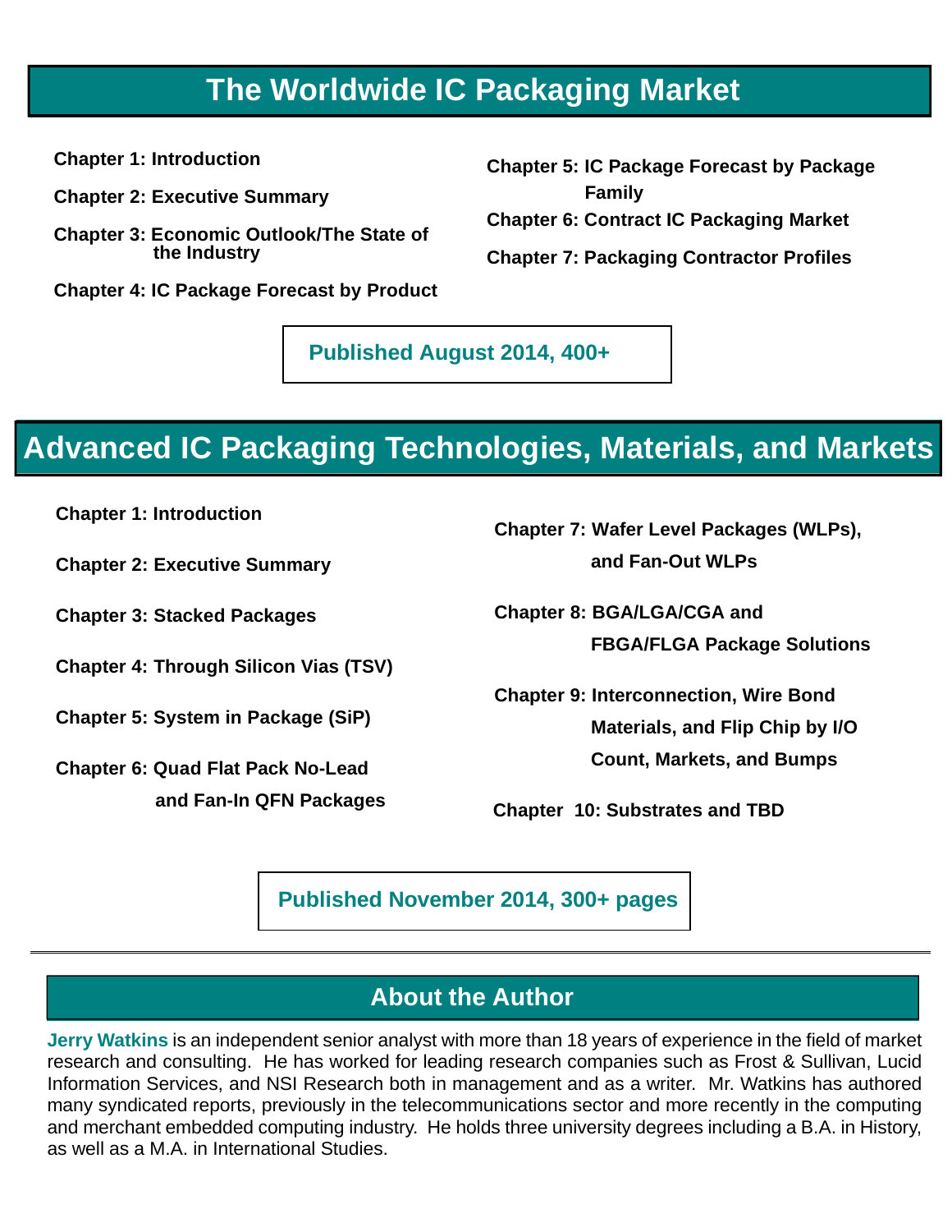## The Worldwide IC Packaging Market

**Chapter 1: Introduction**

**Chapter 2: Executive Summary**

**Chapter 3: Economic Outlook/The State of the Industry**

**Chapter 4: IC Package Forecast by Product**

**Chapter 5: IC Package Forecast by Package Family**

**Chapter 6: Contract IC Packaging Market**

**Chapter 7: Packaging Contractor Profiles**

**Published August 2014, 400+**

## Advanced IC Packaging Technologies, Materials, and Markets

**Chapter 1: Introduction**

**Chapter 2: Executive Summary**

**Chapter 3: Stacked Packages**

**Chapter 4: Through Silicon Vias (TSV)**

**Chapter 5: System in Package (SiP)**

**Chapter 6: Quad Flat Pack No-Lead and Fan-In QFN Packages**

**Chapter 7: Wafer Level Packages (WLPs), and Fan-Out WLPs**

**Chapter 8: BGA/LGA/CGA and FBGA/FLGA Package Solutions**

**Chapter 9: Interconnection, Wire Bond Materials, and Flip Chip by I/O Count, Markets, and Bumps**

**Chapter 10: Substrates and TBD**

**Published November 2014, 300+ pages**

---

## About the Author

**Jerry Watkins** is an independent senior analyst with more than 18 years of experience in the field of market research and consulting. He has worked for leading research companies such as Frost & Sullivan, Lucid Information Services, and NSI Research both in management and as a writer. Mr. Watkins has authored many syndicated reports, previously in the telecommunications sector and more recently in the computing and merchant embedded computing industry. He holds three university degrees including a B.A. in History, as well as a M.A. in International Studies.